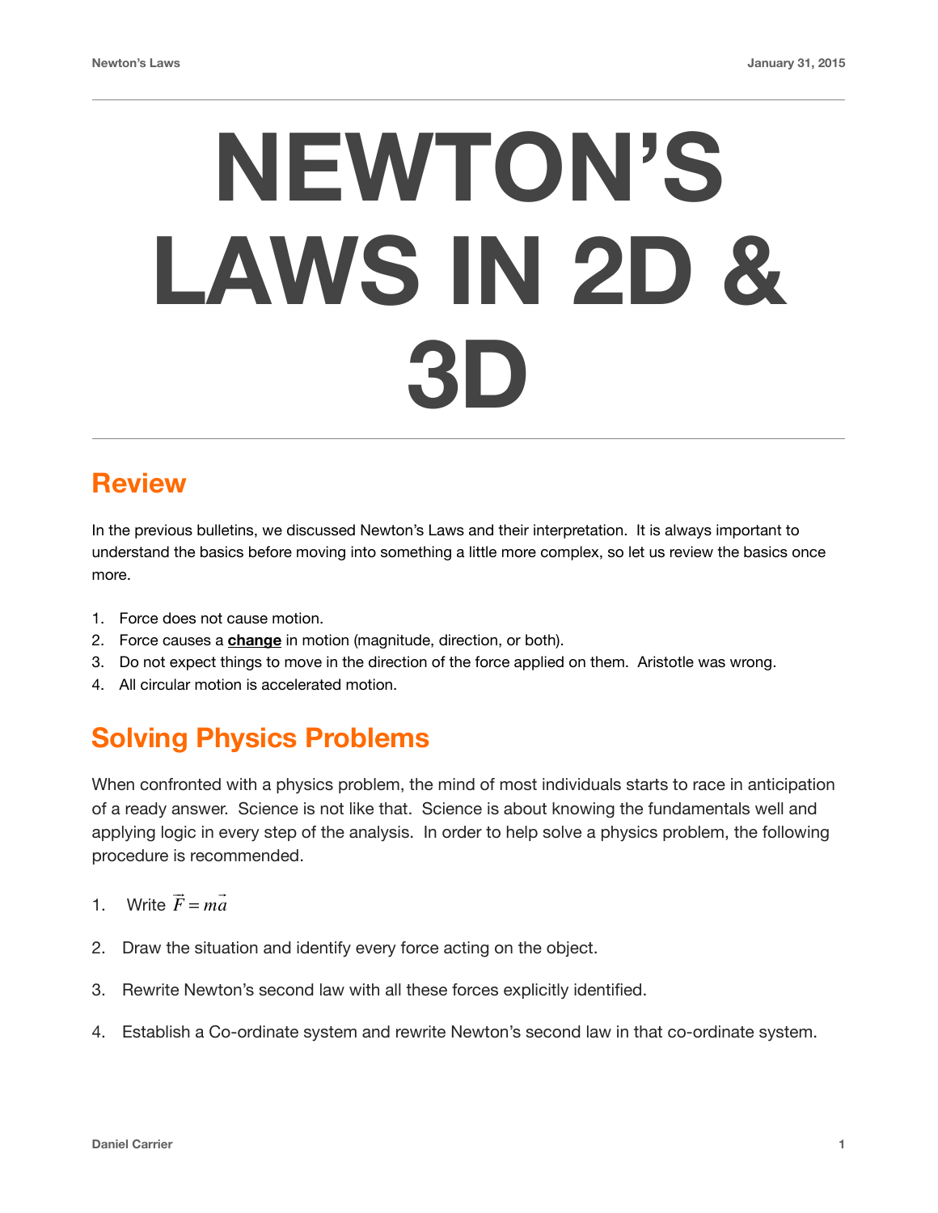# NEWTON'S LAWS IN 2D & 3D

## Review

In the previous bulletins, we discussed Newton's Laws and their interpretation.  It is always important to understand the basics before moving into something a little more complex, so let us review the basics once more.

1. Force does not cause motion.
2. Force causes a **change** in motion (magnitude, direction, or both).
3. Do not expect things to move in the direction of the force applied on them.  Aristotle was wrong.
4. All circular motion is accelerated motion.

## Solving Physics Problems

When confronted with a physics problem, the mind of most individuals starts to race in anticipation of a ready answer.  Science is not like that.  Science is about knowing the fundamentals well and applying logic in every step of the analysis.  In order to help solve a physics problem, the following procedure is recommended.

1. Write $\vec{F} = m\vec{a}$
2. Draw the situation and identify every force acting on the object.
3. Rewrite Newton's second law with all these forces explicitly identified.
4. Establish a Co-ordinate system and rewrite Newton's second law in that co-ordinate system.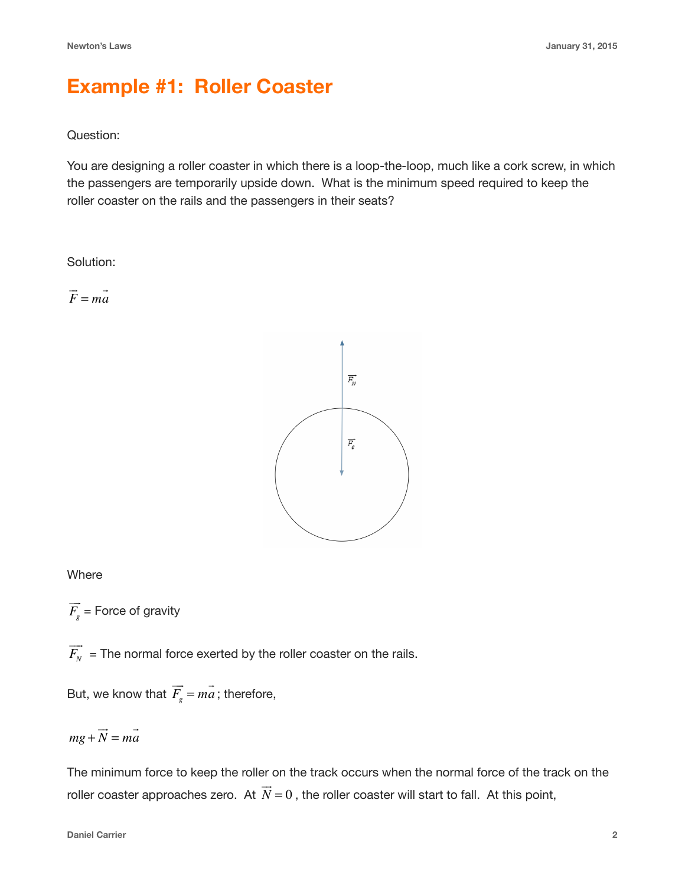# Example #1: Roller Coaster

Question:

You are designing a roller coaster in which there is a loop-the-loop, much like a cork screw, in which the passengers are temporarily upside down. What is the minimum speed required to keep the roller coaster on the rails and the passengers in their seats?

Solution:

$\vec{F} = m\vec{a}$

Where

$\vec{F_g}$ = Force of gravity

$\vec{F_N}$ = The normal force exerted by the roller coaster on the rails.

But, we know that $\vec{F_g} = m\vec{a}$; therefore,

$$mg + \vec{N} = m\vec{a}$$

The minimum force to keep the roller on the track occurs when the normal force of the track on the roller coaster approaches zero. At $\vec{N} = 0$, the roller coaster will start to fall. At this point,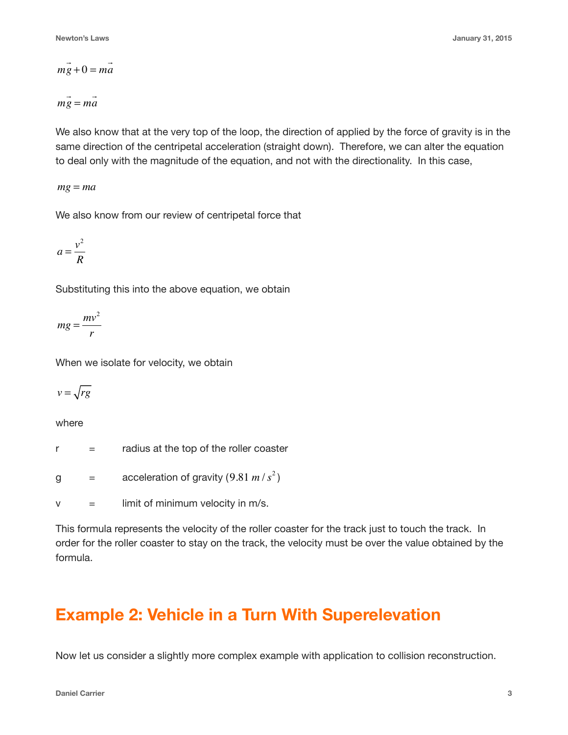$$m\vec{g} + 0 = m\vec{a}$$

$$m\vec{g} = m\vec{a}$$

We also know that at the very top of the loop, the direction of applied by the force of gravity is in the same direction of the centripetal acceleration (straight down). Therefore, we can alter the equation to deal only with the magnitude of the equation, and not with the directionality. In this case,

$$mg = ma$$

We also know from our review of centripetal force that

$$a = \frac{v^2}{R}$$

Substituting this into the above equation, we obtain

$$mg = \frac{mv^2}{r}$$

When we isolate for velocity, we obtain

$$v = \sqrt{rg}$$

where

| | | |
|---|---|---|
| r | = | radius at the top of the roller coaster |
| g | = | acceleration of gravity ($9.81\ m/s^2$) |
| v | = | limit of minimum velocity in m/s. |

This formula represents the velocity of the roller coaster for the track just to touch the track. In order for the roller coaster to stay on the track, the velocity must be over the value obtained by the formula.

## Example 2: Vehicle in a Turn With Superelevation

Now let us consider a slightly more complex example with application to collision reconstruction.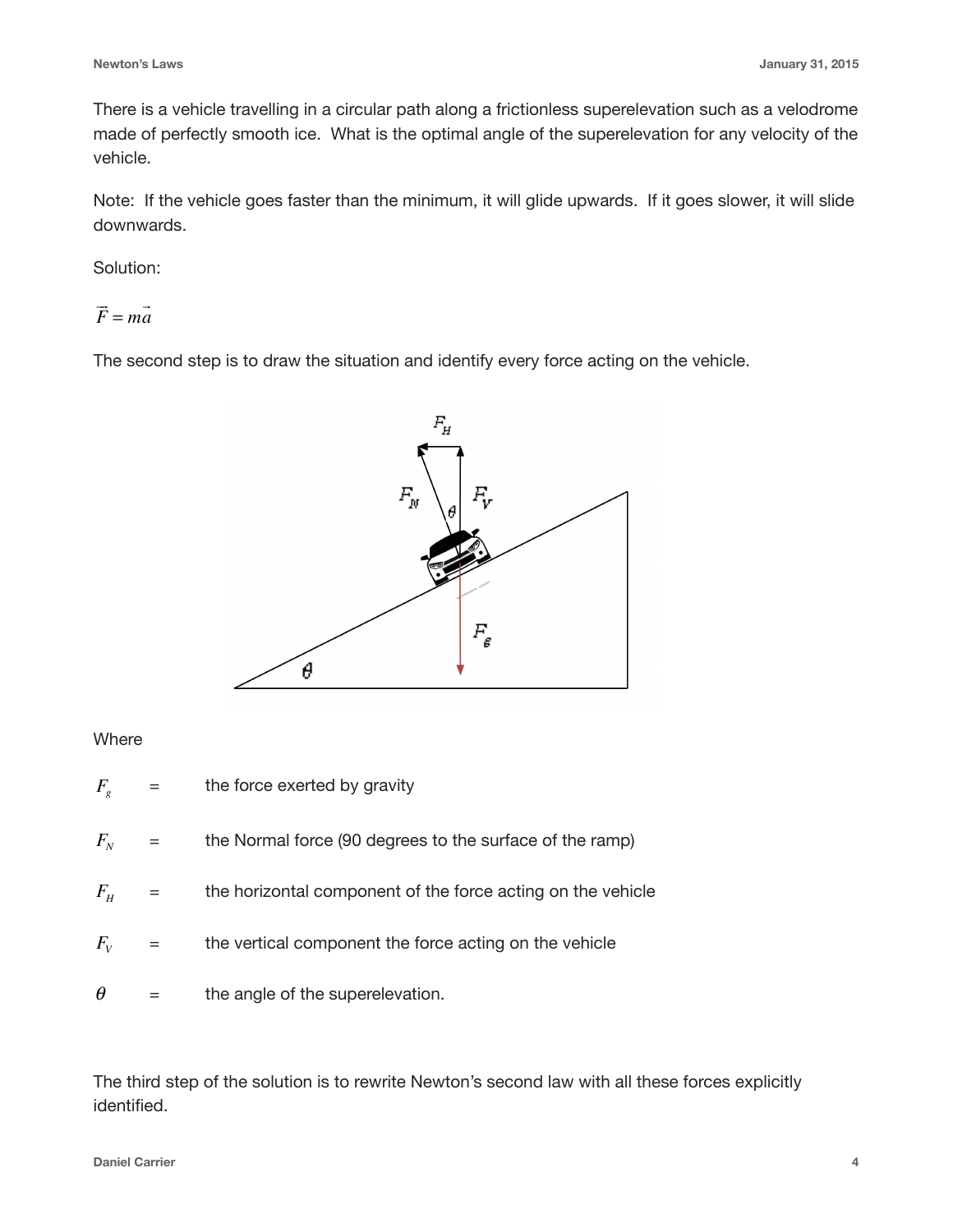There is a vehicle travelling in a circular path along a frictionless superelevation such as a velodrome made of perfectly smooth ice. What is the optimal angle of the superelevation for any velocity of the vehicle.

Note: If the vehicle goes faster than the minimum, it will glide upwards. If it goes slower, it will slide downwards.

Solution:

$$\vec{F} = m\vec{a}$$

The second step is to draw the situation and identify every force acting on the vehicle.

Where

| | | |
|---|---|---|
| $F_g$ | = | the force exerted by gravity |
| $F_N$ | = | the Normal force (90 degrees to the surface of the ramp) |
| $F_H$ | = | the horizontal component of the force acting on the vehicle |
| $F_V$ | = | the vertical component the force acting on the vehicle |
| $\theta$ | = | the angle of the superelevation. |

The third step of the solution is to rewrite Newton's second law with all these forces explicitly identified.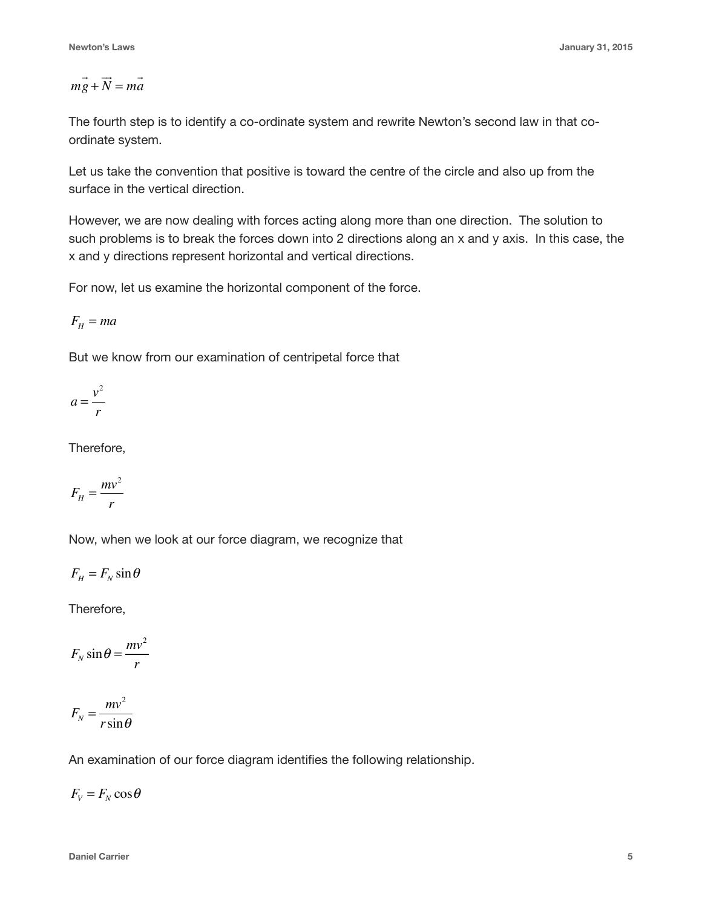$$m\vec{g} + \vec{N} = m\vec{a}$$

The fourth step is to identify a co-ordinate system and rewrite Newton's second law in that co-ordinate system.

Let us take the convention that positive is toward the centre of the circle and also up from the surface in the vertical direction.

However, we are now dealing with forces acting along more than one direction. The solution to such problems is to break the forces down into 2 directions along an x and y axis. In this case, the x and y directions represent horizontal and vertical directions.

For now, let us examine the horizontal component of the force.

$$F_H = ma$$

But we know from our examination of centripetal force that

$$a = \frac{v^2}{r}$$

Therefore,

$$F_H = \frac{mv^2}{r}$$

Now, when we look at our force diagram, we recognize that

$$F_H = F_N \sin\theta$$

Therefore,

$$F_N \sin\theta = \frac{mv^2}{r}$$

$$F_N = \frac{mv^2}{r\sin\theta}$$

An examination of our force diagram identifies the following relationship.

$$F_V = F_N \cos\theta$$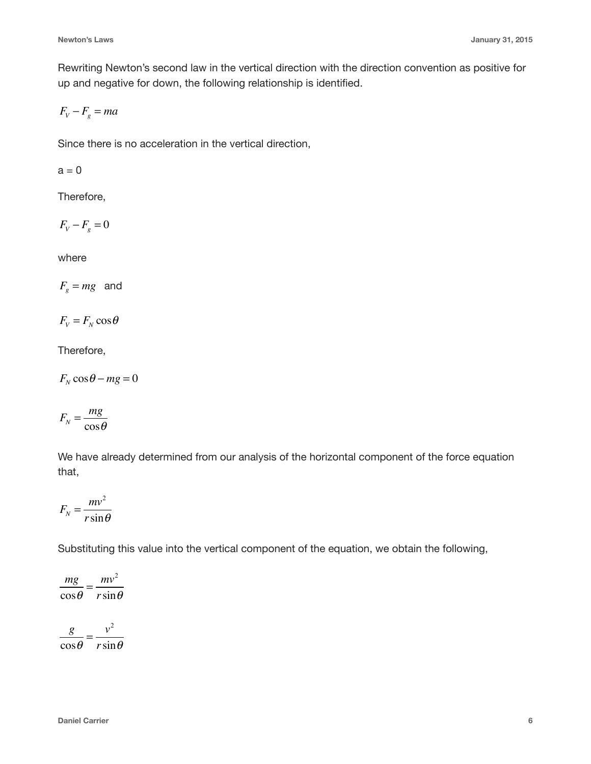Rewriting Newton's second law in the vertical direction with the direction convention as positive for up and negative for down, the following relationship is identified.

$$F_V - F_g = ma$$

Since there is no acceleration in the vertical direction,

a = 0

Therefore,

$$F_V - F_g = 0$$

where

$F_g = mg$ and

$$F_V = F_N \cos\theta$$

Therefore,

$$F_N \cos\theta - mg = 0$$

$$F_N = \frac{mg}{\cos\theta}$$

We have already determined from our analysis of the horizontal component of the force equation that,

$$F_N = \frac{mv^2}{r\sin\theta}$$

Substituting this value into the vertical component of the equation, we obtain the following,

$$\frac{mg}{\cos\theta} = \frac{mv^2}{r\sin\theta}$$

$$\frac{g}{\cos\theta} = \frac{v^2}{r\sin\theta}$$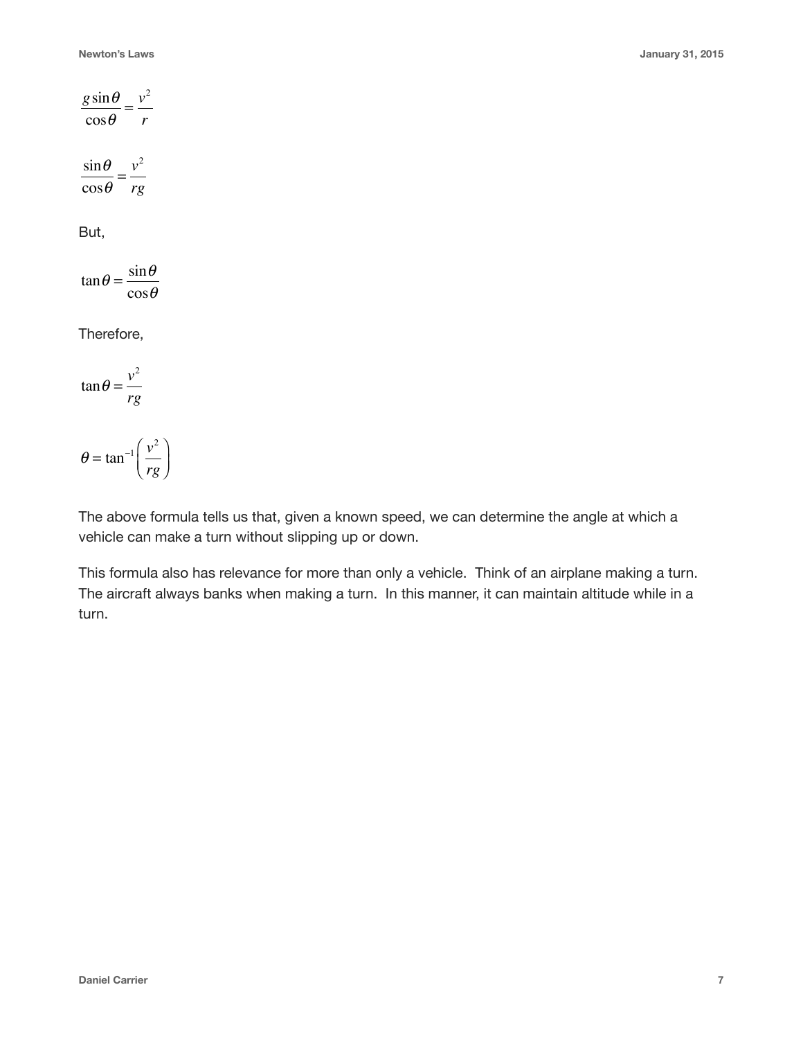$$\frac{g\sin\theta}{\cos\theta} = \frac{v^2}{r}$$

$$\frac{\sin\theta}{\cos\theta} = \frac{v^2}{rg}$$

But,

$$\tan\theta = \frac{\sin\theta}{\cos\theta}$$

Therefore,

$$\tan\theta = \frac{v^2}{rg}$$

$$\theta = \tan^{-1}\left(\frac{v^2}{rg}\right)$$

The above formula tells us that, given a known speed, we can determine the angle at which a vehicle can make a turn without slipping up or down.

This formula also has relevance for more than only a vehicle. Think of an airplane making a turn. The aircraft always banks when making a turn. In this manner, it can maintain altitude while in a turn.